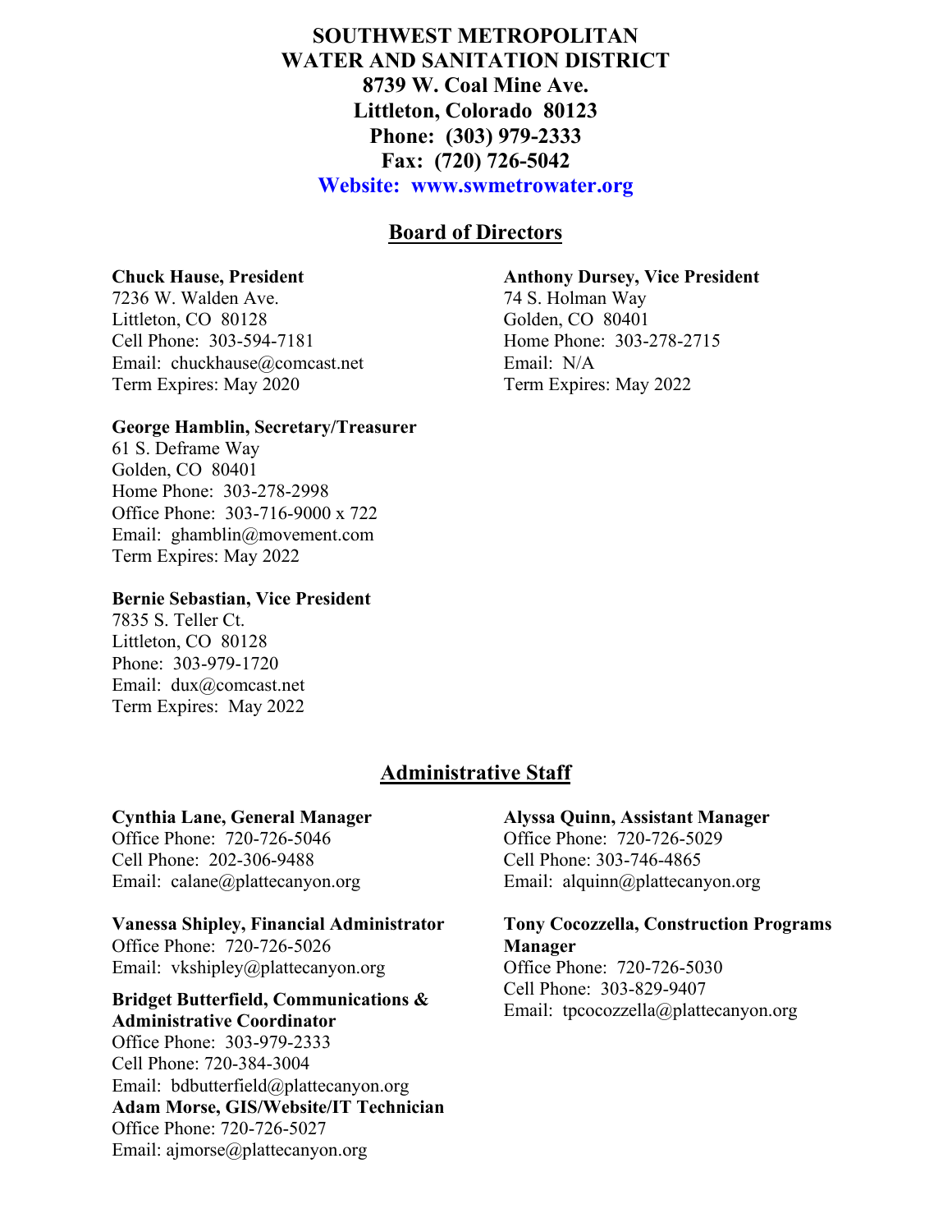# SOUTHWEST METROPOLITAN WATER AND SANITATION DISTRICT

**8739 W. Coal Mine Ave.**
**Littleton, Colorado 80123**
**Phone: (303) 979-2333**
**Fax: (720) 726-5042**
**Website: www.swmetrowater.org**

## Board of Directors

**Chuck Hause, President**
7236 W. Walden Ave.
Littleton, CO 80128
Cell Phone: 303-594-7181
Email: chuckhause@comcast.net
Term Expires: May 2020

**Anthony Dursey, Vice President**
74 S. Holman Way
Golden, CO 80401
Home Phone: 303-278-2715
Email: N/A
Term Expires: May 2022

**George Hamblin, Secretary/Treasurer**
61 S. Deframe Way
Golden, CO 80401
Home Phone: 303-278-2998
Office Phone: 303-716-9000 x 722
Email: ghamblin@movement.com
Term Expires: May 2022

**Bernie Sebastian, Vice President**
7835 S. Teller Ct.
Littleton, CO 80128
Phone: 303-979-1720
Email: dux@comcast.net
Term Expires: May 2022

## Administrative Staff

**Cynthia Lane, General Manager**
Office Phone: 720-726-5046
Cell Phone: 202-306-9488
Email: calane@plattecanyon.org

**Alyssa Quinn, Assistant Manager**
Office Phone: 720-726-5029
Cell Phone: 303-746-4865
Email: alquinn@plattecanyon.org

**Vanessa Shipley, Financial Administrator**
Office Phone: 720-726-5026
Email: vkshipley@plattecanyon.org

**Tony Cocozzella, Construction Programs Manager**
Office Phone: 720-726-5030
Cell Phone: 303-829-9407
Email: tpcocozzella@plattecanyon.org

**Bridget Butterfield, Communications & Administrative Coordinator**
Office Phone: 303-979-2333
Cell Phone: 720-384-3004
Email: bdbutterfield@plattecanyon.org

**Adam Morse, GIS/Website/IT Technician**
Office Phone: 720-726-5027
Email: ajmorse@plattecanyon.org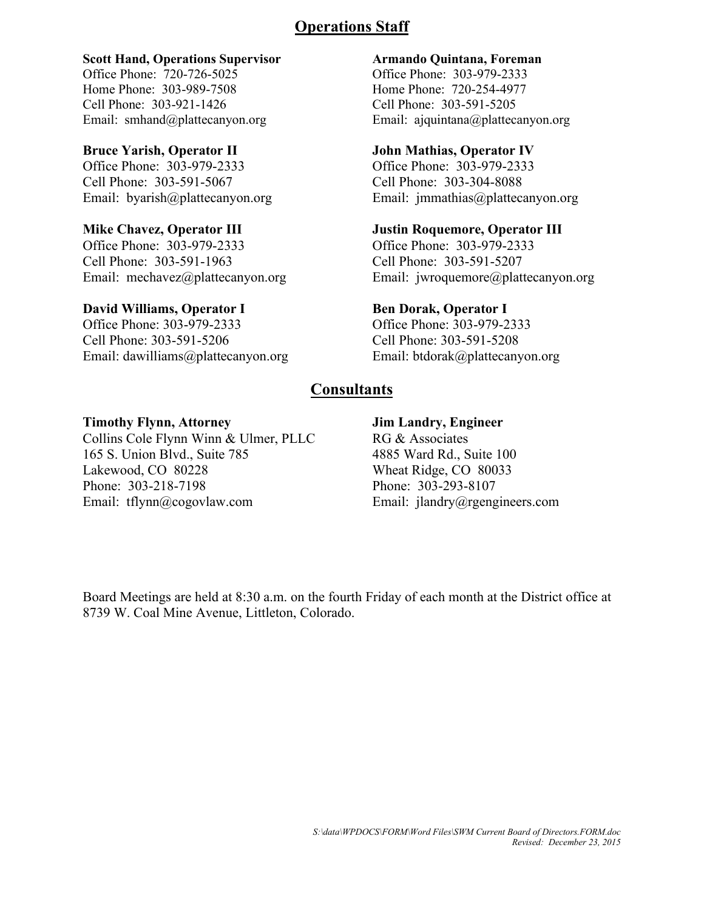## Operations Staff

**Scott Hand, Operations Supervisor**
Office Phone: 720-726-5025
Home Phone: 303-989-7508
Cell Phone: 303-921-1426
Email: smhand@plattecanyon.org

**Armando Quintana, Foreman**
Office Phone: 303-979-2333
Home Phone: 720-254-4977
Cell Phone: 303-591-5205
Email: ajquintana@plattecanyon.org

**Bruce Yarish, Operator II**
Office Phone: 303-979-2333
Cell Phone: 303-591-5067
Email: byarish@plattecanyon.org

**John Mathias, Operator IV**
Office Phone: 303-979-2333
Cell Phone: 303-304-8088
Email: jmmathias@plattecanyon.org

**Mike Chavez, Operator III**
Office Phone: 303-979-2333
Cell Phone: 303-591-1963
Email: mechavez@plattecanyon.org

**Justin Roquemore, Operator III**
Office Phone: 303-979-2333
Cell Phone: 303-591-5207
Email: jwroquemore@plattecanyon.org

**David Williams, Operator I**
Office Phone: 303-979-2333
Cell Phone: 303-591-5206
Email: dawilliams@plattecanyon.org

**Ben Dorak, Operator I**
Office Phone: 303-979-2333
Cell Phone: 303-591-5208
Email: btdorak@plattecanyon.org

## Consultants

**Timothy Flynn, Attorney**
Collins Cole Flynn Winn & Ulmer, PLLC
165 S. Union Blvd., Suite 785
Lakewood, CO 80228
Phone: 303-218-7198
Email: tflynn@cogovlaw.com

**Jim Landry, Engineer**
RG & Associates
4885 Ward Rd., Suite 100
Wheat Ridge, CO 80033
Phone: 303-293-8107
Email: jlandry@rgengineers.com

Board Meetings are held at 8:30 a.m. on the fourth Friday of each month at the District office at 8739 W. Coal Mine Avenue, Littleton, Colorado.

*S:\data\WPDOCS\FORM\Word Files\SWM Current Board of Directors.FORM.doc*
*Revised: December 23, 2015*